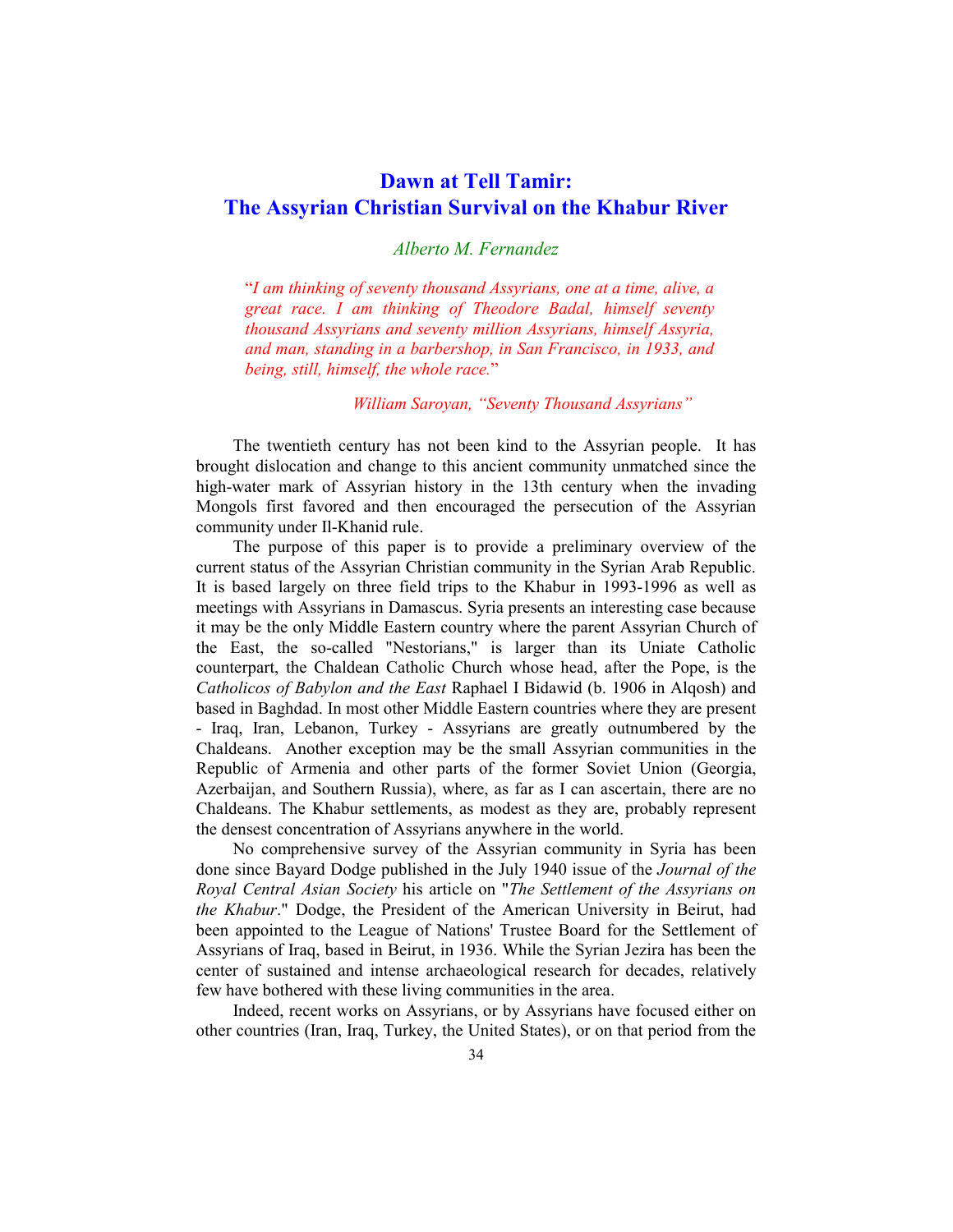# Dawn at Tell Tamir:
# The Assyrian Christian Survival on the Khabur River

*Alberto M. Fernandez*

> "*I am thinking of seventy thousand Assyrians, one at a time, alive, a great race. I am thinking of Theodore Badal, himself seventy thousand Assyrians and seventy million Assyrians, himself Assyria, and man, standing in a barbershop, in San Francisco, in 1933, and being, still, himself, the whole race.*"
>
> *William Saroyan, "Seventy Thousand Assyrians"*

The twentieth century has not been kind to the Assyrian people. It has brought dislocation and change to this ancient community unmatched since the high-water mark of Assyrian history in the 13th century when the invading Mongols first favored and then encouraged the persecution of the Assyrian community under Il-Khanid rule.

The purpose of this paper is to provide a preliminary overview of the current status of the Assyrian Christian community in the Syrian Arab Republic. It is based largely on three field trips to the Khabur in 1993-1996 as well as meetings with Assyrians in Damascus. Syria presents an interesting case because it may be the only Middle Eastern country where the parent Assyrian Church of the East, the so-called "Nestorians," is larger than its Uniate Catholic counterpart, the Chaldean Catholic Church whose head, after the Pope, is the *Catholicos of Babylon and the East* Raphael I Bidawid (b. 1906 in Alqosh) and based in Baghdad. In most other Middle Eastern countries where they are present - Iraq, Iran, Lebanon, Turkey - Assyrians are greatly outnumbered by the Chaldeans. Another exception may be the small Assyrian communities in the Republic of Armenia and other parts of the former Soviet Union (Georgia, Azerbaijan, and Southern Russia), where, as far as I can ascertain, there are no Chaldeans. The Khabur settlements, as modest as they are, probably represent the densest concentration of Assyrians anywhere in the world.

No comprehensive survey of the Assyrian community in Syria has been done since Bayard Dodge published in the July 1940 issue of the *Journal of the Royal Central Asian Society* his article on "*The Settlement of the Assyrians on the Khabur*." Dodge, the President of the American University in Beirut, had been appointed to the League of Nations' Trustee Board for the Settlement of Assyrians of Iraq, based in Beirut, in 1936. While the Syrian Jezira has been the center of sustained and intense archaeological research for decades, relatively few have bothered with these living communities in the area.

Indeed, recent works on Assyrians, or by Assyrians have focused either on other countries (Iran, Iraq, Turkey, the United States), or on that period from the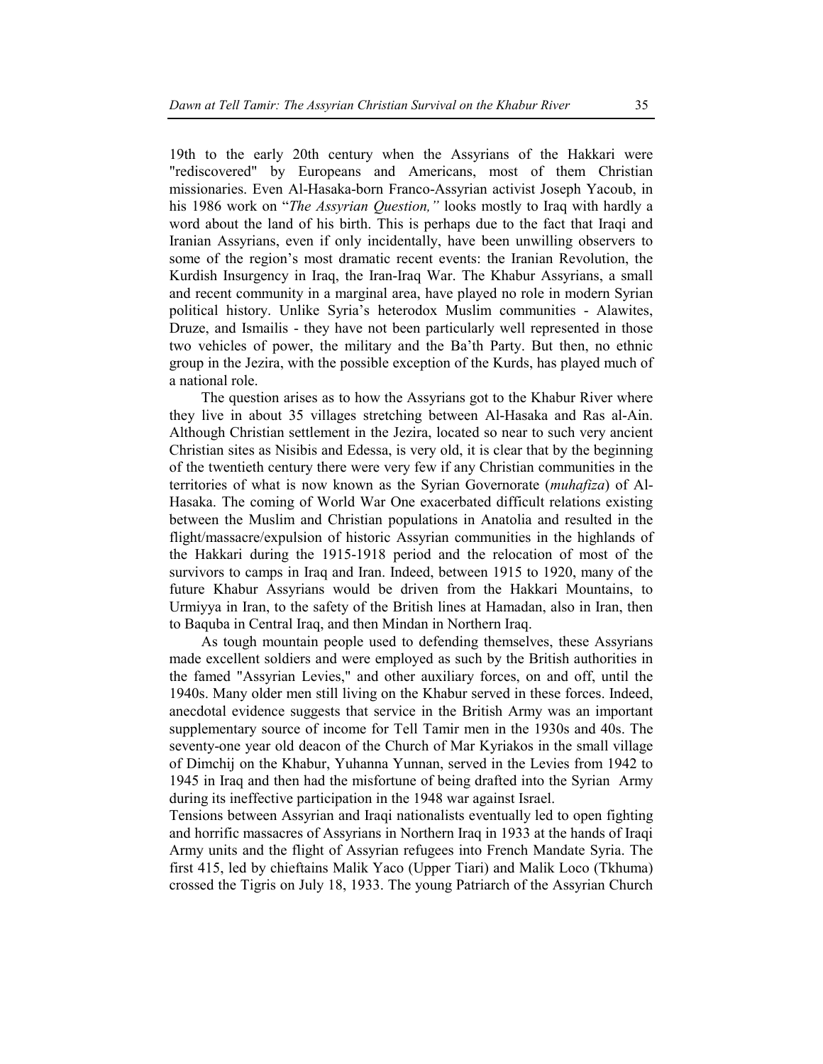19th to the early 20th century when the Assyrians of the Hakkari were "rediscovered" by Europeans and Americans, most of them Christian missionaries. Even Al-Hasaka-born Franco-Assyrian activist Joseph Yacoub, in his 1986 work on "*The Assyrian Question,"* looks mostly to Iraq with hardly a word about the land of his birth. This is perhaps due to the fact that Iraqi and Iranian Assyrians, even if only incidentally, have been unwilling observers to some of the region's most dramatic recent events: the Iranian Revolution, the Kurdish Insurgency in Iraq, the Iran-Iraq War. The Khabur Assyrians, a small and recent community in a marginal area, have played no role in modern Syrian political history. Unlike Syria's heterodox Muslim communities - Alawites, Druze, and Ismailis - they have not been particularly well represented in those two vehicles of power, the military and the Ba'th Party. But then, no ethnic group in the Jezira, with the possible exception of the Kurds, has played much of a national role.

The question arises as to how the Assyrians got to the Khabur River where they live in about 35 villages stretching between Al-Hasaka and Ras al-Ain. Although Christian settlement in the Jezira, located so near to such very ancient Christian sites as Nisibis and Edessa, is very old, it is clear that by the beginning of the twentieth century there were very few if any Christian communities in the territories of what is now known as the Syrian Governorate (*muhafiza*) of Al-Hasaka. The coming of World War One exacerbated difficult relations existing between the Muslim and Christian populations in Anatolia and resulted in the flight/massacre/expulsion of historic Assyrian communities in the highlands of the Hakkari during the 1915-1918 period and the relocation of most of the survivors to camps in Iraq and Iran. Indeed, between 1915 to 1920, many of the future Khabur Assyrians would be driven from the Hakkari Mountains, to Urmiyya in Iran, to the safety of the British lines at Hamadan, also in Iran, then to Baquba in Central Iraq, and then Mindan in Northern Iraq.

As tough mountain people used to defending themselves, these Assyrians made excellent soldiers and were employed as such by the British authorities in the famed "Assyrian Levies," and other auxiliary forces, on and off, until the 1940s. Many older men still living on the Khabur served in these forces. Indeed, anecdotal evidence suggests that service in the British Army was an important supplementary source of income for Tell Tamir men in the 1930s and 40s. The seventy-one year old deacon of the Church of Mar Kyriakos in the small village of Dimchij on the Khabur, Yuhanna Yunnan, served in the Levies from 1942 to 1945 in Iraq and then had the misfortune of being drafted into the Syrian Army during its ineffective participation in the 1948 war against Israel.

Tensions between Assyrian and Iraqi nationalists eventually led to open fighting and horrific massacres of Assyrians in Northern Iraq in 1933 at the hands of Iraqi Army units and the flight of Assyrian refugees into French Mandate Syria. The first 415, led by chieftains Malik Yaco (Upper Tiari) and Malik Loco (Tkhuma) crossed the Tigris on July 18, 1933. The young Patriarch of the Assyrian Church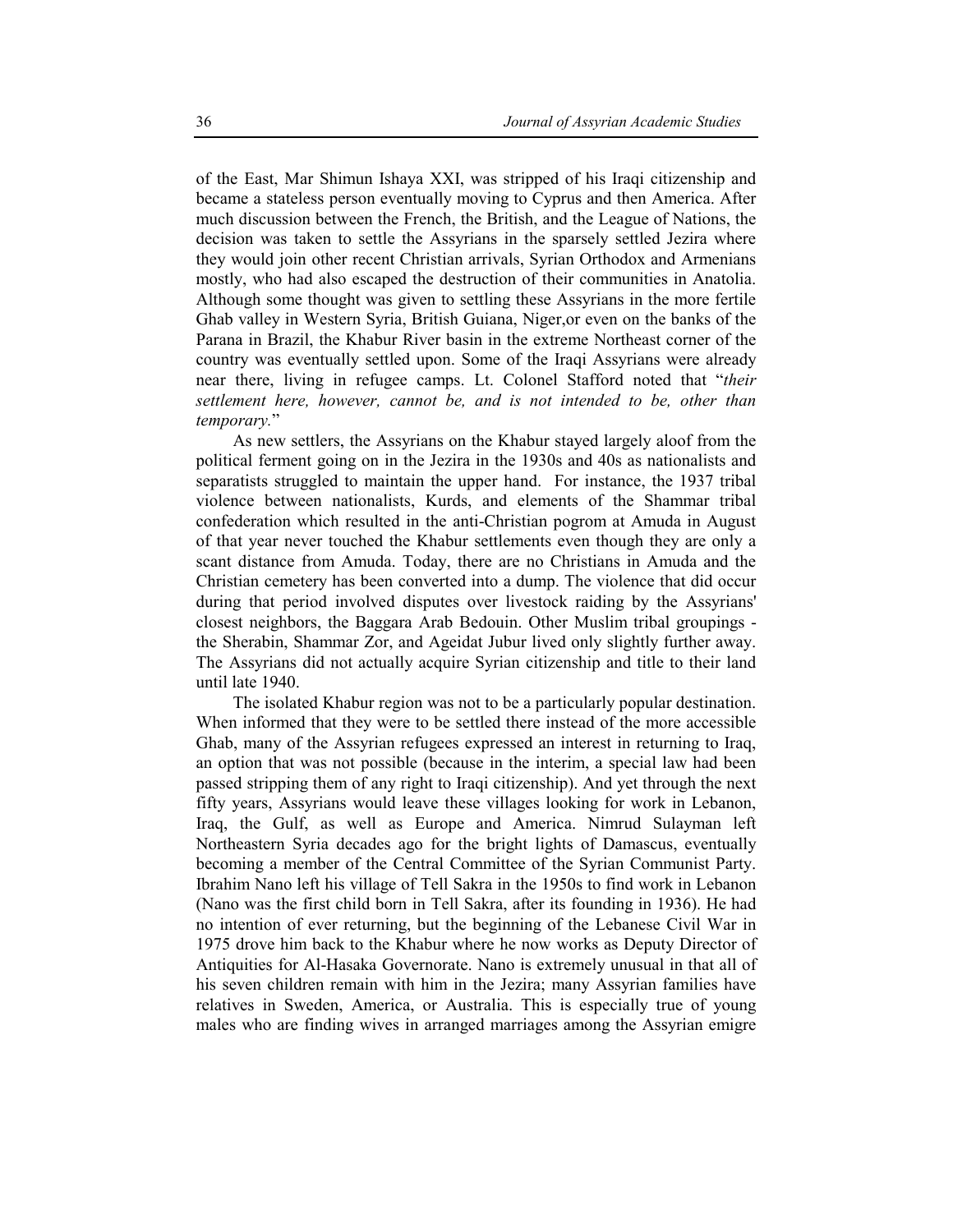of the East, Mar Shimun Ishaya XXI, was stripped of his Iraqi citizenship and became a stateless person eventually moving to Cyprus and then America. After much discussion between the French, the British, and the League of Nations, the decision was taken to settle the Assyrians in the sparsely settled Jezira where they would join other recent Christian arrivals, Syrian Orthodox and Armenians mostly, who had also escaped the destruction of their communities in Anatolia. Although some thought was given to settling these Assyrians in the more fertile Ghab valley in Western Syria, British Guiana, Niger,or even on the banks of the Parana in Brazil, the Khabur River basin in the extreme Northeast corner of the country was eventually settled upon. Some of the Iraqi Assyrians were already near there, living in refugee camps. Lt. Colonel Stafford noted that "*their settlement here, however, cannot be, and is not intended to be, other than temporary.*"

As new settlers, the Assyrians on the Khabur stayed largely aloof from the political ferment going on in the Jezira in the 1930s and 40s as nationalists and separatists struggled to maintain the upper hand. For instance, the 1937 tribal violence between nationalists, Kurds, and elements of the Shammar tribal confederation which resulted in the anti-Christian pogrom at Amuda in August of that year never touched the Khabur settlements even though they are only a scant distance from Amuda. Today, there are no Christians in Amuda and the Christian cemetery has been converted into a dump. The violence that did occur during that period involved disputes over livestock raiding by the Assyrians' closest neighbors, the Baggara Arab Bedouin. Other Muslim tribal groupings - the Sherabin, Shammar Zor, and Ageidat Jubur lived only slightly further away. The Assyrians did not actually acquire Syrian citizenship and title to their land until late 1940.

The isolated Khabur region was not to be a particularly popular destination. When informed that they were to be settled there instead of the more accessible Ghab, many of the Assyrian refugees expressed an interest in returning to Iraq, an option that was not possible (because in the interim, a special law had been passed stripping them of any right to Iraqi citizenship). And yet through the next fifty years, Assyrians would leave these villages looking for work in Lebanon, Iraq, the Gulf, as well as Europe and America. Nimrud Sulayman left Northeastern Syria decades ago for the bright lights of Damascus, eventually becoming a member of the Central Committee of the Syrian Communist Party. Ibrahim Nano left his village of Tell Sakra in the 1950s to find work in Lebanon (Nano was the first child born in Tell Sakra, after its founding in 1936). He had no intention of ever returning, but the beginning of the Lebanese Civil War in 1975 drove him back to the Khabur where he now works as Deputy Director of Antiquities for Al-Hasaka Governorate. Nano is extremely unusual in that all of his seven children remain with him in the Jezira; many Assyrian families have relatives in Sweden, America, or Australia. This is especially true of young males who are finding wives in arranged marriages among the Assyrian emigre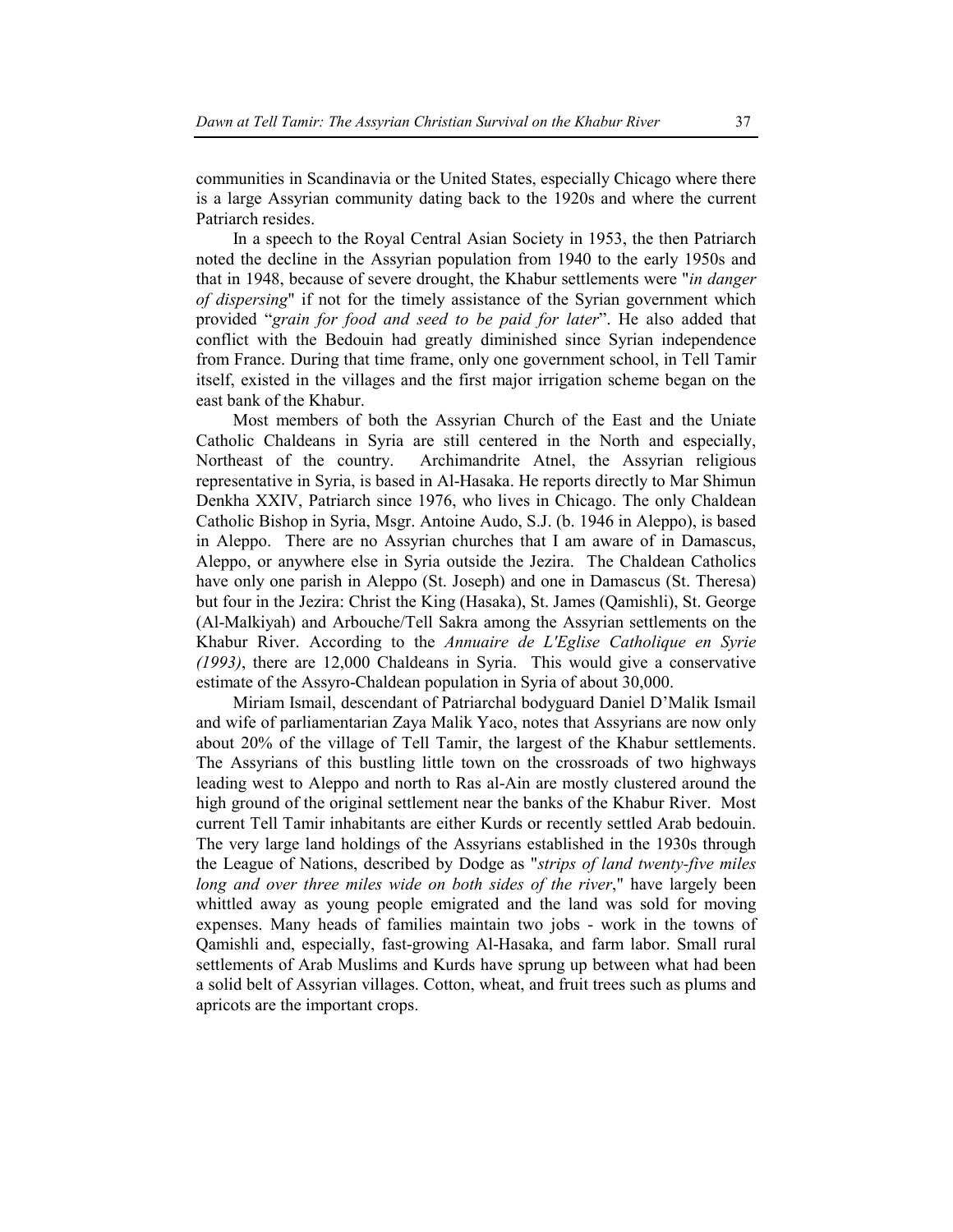communities in Scandinavia or the United States, especially Chicago where there is a large Assyrian community dating back to the 1920s and where the current Patriarch resides.

In a speech to the Royal Central Asian Society in 1953, the then Patriarch noted the decline in the Assyrian population from 1940 to the early 1950s and that in 1948, because of severe drought, the Khabur settlements were "*in danger of dispersing*" if not for the timely assistance of the Syrian government which provided "*grain for food and seed to be paid for later*". He also added that conflict with the Bedouin had greatly diminished since Syrian independence from France. During that time frame, only one government school, in Tell Tamir itself, existed in the villages and the first major irrigation scheme began on the east bank of the Khabur.

Most members of both the Assyrian Church of the East and the Uniate Catholic Chaldeans in Syria are still centered in the North and especially, Northeast of the country. Archimandrite Atnel, the Assyrian religious representative in Syria, is based in Al-Hasaka. He reports directly to Mar Shimun Denkha XXIV, Patriarch since 1976, who lives in Chicago. The only Chaldean Catholic Bishop in Syria, Msgr. Antoine Audo, S.J. (b. 1946 in Aleppo), is based in Aleppo. There are no Assyrian churches that I am aware of in Damascus, Aleppo, or anywhere else in Syria outside the Jezira. The Chaldean Catholics have only one parish in Aleppo (St. Joseph) and one in Damascus (St. Theresa) but four in the Jezira: Christ the King (Hasaka), St. James (Qamishli), St. George (Al-Malkiyah) and Arbouche/Tell Sakra among the Assyrian settlements on the Khabur River. According to the *Annuaire de L'Eglise Catholique en Syrie (1993)*, there are 12,000 Chaldeans in Syria. This would give a conservative estimate of the Assyro-Chaldean population in Syria of about 30,000.

Miriam Ismail, descendant of Patriarchal bodyguard Daniel D'Malik Ismail and wife of parliamentarian Zaya Malik Yaco, notes that Assyrians are now only about 20% of the village of Tell Tamir, the largest of the Khabur settlements. The Assyrians of this bustling little town on the crossroads of two highways leading west to Aleppo and north to Ras al-Ain are mostly clustered around the high ground of the original settlement near the banks of the Khabur River. Most current Tell Tamir inhabitants are either Kurds or recently settled Arab bedouin. The very large land holdings of the Assyrians established in the 1930s through the League of Nations, described by Dodge as "*strips of land twenty-five miles long and over three miles wide on both sides of the river*," have largely been whittled away as young people emigrated and the land was sold for moving expenses. Many heads of families maintain two jobs - work in the towns of Qamishli and, especially, fast-growing Al-Hasaka, and farm labor. Small rural settlements of Arab Muslims and Kurds have sprung up between what had been a solid belt of Assyrian villages. Cotton, wheat, and fruit trees such as plums and apricots are the important crops.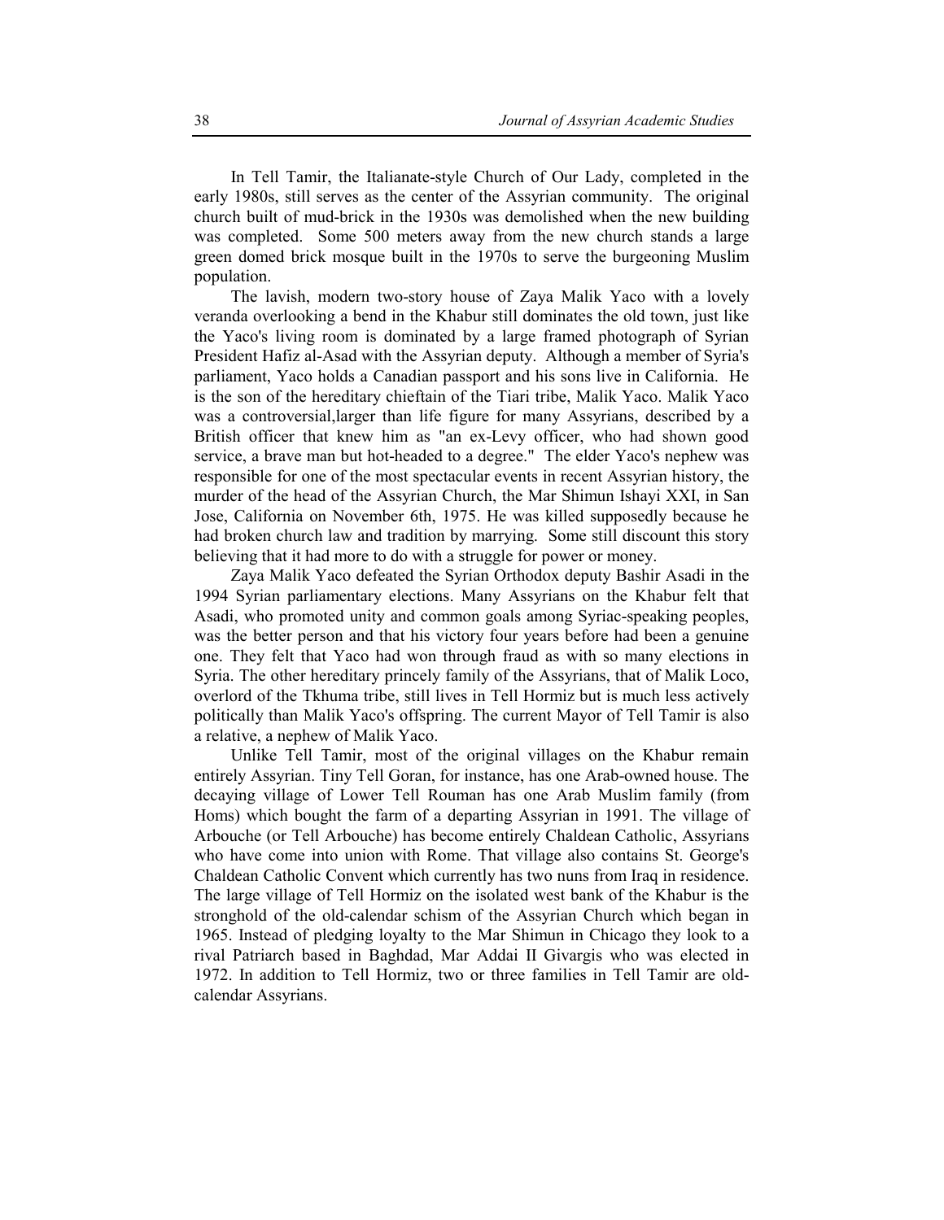In Tell Tamir, the Italianate-style Church of Our Lady, completed in the early 1980s, still serves as the center of the Assyrian community. The original church built of mud-brick in the 1930s was demolished when the new building was completed. Some 500 meters away from the new church stands a large green domed brick mosque built in the 1970s to serve the burgeoning Muslim population.

The lavish, modern two-story house of Zaya Malik Yaco with a lovely veranda overlooking a bend in the Khabur still dominates the old town, just like the Yaco's living room is dominated by a large framed photograph of Syrian President Hafiz al-Asad with the Assyrian deputy. Although a member of Syria's parliament, Yaco holds a Canadian passport and his sons live in California. He is the son of the hereditary chieftain of the Tiari tribe, Malik Yaco. Malik Yaco was a controversial,larger than life figure for many Assyrians, described by a British officer that knew him as "an ex-Levy officer, who had shown good service, a brave man but hot-headed to a degree." The elder Yaco's nephew was responsible for one of the most spectacular events in recent Assyrian history, the murder of the head of the Assyrian Church, the Mar Shimun Ishayi XXI, in San Jose, California on November 6th, 1975. He was killed supposedly because he had broken church law and tradition by marrying. Some still discount this story believing that it had more to do with a struggle for power or money.

Zaya Malik Yaco defeated the Syrian Orthodox deputy Bashir Asadi in the 1994 Syrian parliamentary elections. Many Assyrians on the Khabur felt that Asadi, who promoted unity and common goals among Syriac-speaking peoples, was the better person and that his victory four years before had been a genuine one. They felt that Yaco had won through fraud as with so many elections in Syria. The other hereditary princely family of the Assyrians, that of Malik Loco, overlord of the Tkhuma tribe, still lives in Tell Hormiz but is much less actively politically than Malik Yaco's offspring. The current Mayor of Tell Tamir is also a relative, a nephew of Malik Yaco.

Unlike Tell Tamir, most of the original villages on the Khabur remain entirely Assyrian. Tiny Tell Goran, for instance, has one Arab-owned house. The decaying village of Lower Tell Rouman has one Arab Muslim family (from Homs) which bought the farm of a departing Assyrian in 1991. The village of Arbouche (or Tell Arbouche) has become entirely Chaldean Catholic, Assyrians who have come into union with Rome. That village also contains St. George's Chaldean Catholic Convent which currently has two nuns from Iraq in residence. The large village of Tell Hormiz on the isolated west bank of the Khabur is the stronghold of the old-calendar schism of the Assyrian Church which began in 1965. Instead of pledging loyalty to the Mar Shimun in Chicago they look to a rival Patriarch based in Baghdad, Mar Addai II Givargis who was elected in 1972. In addition to Tell Hormiz, two or three families in Tell Tamir are old-calendar Assyrians.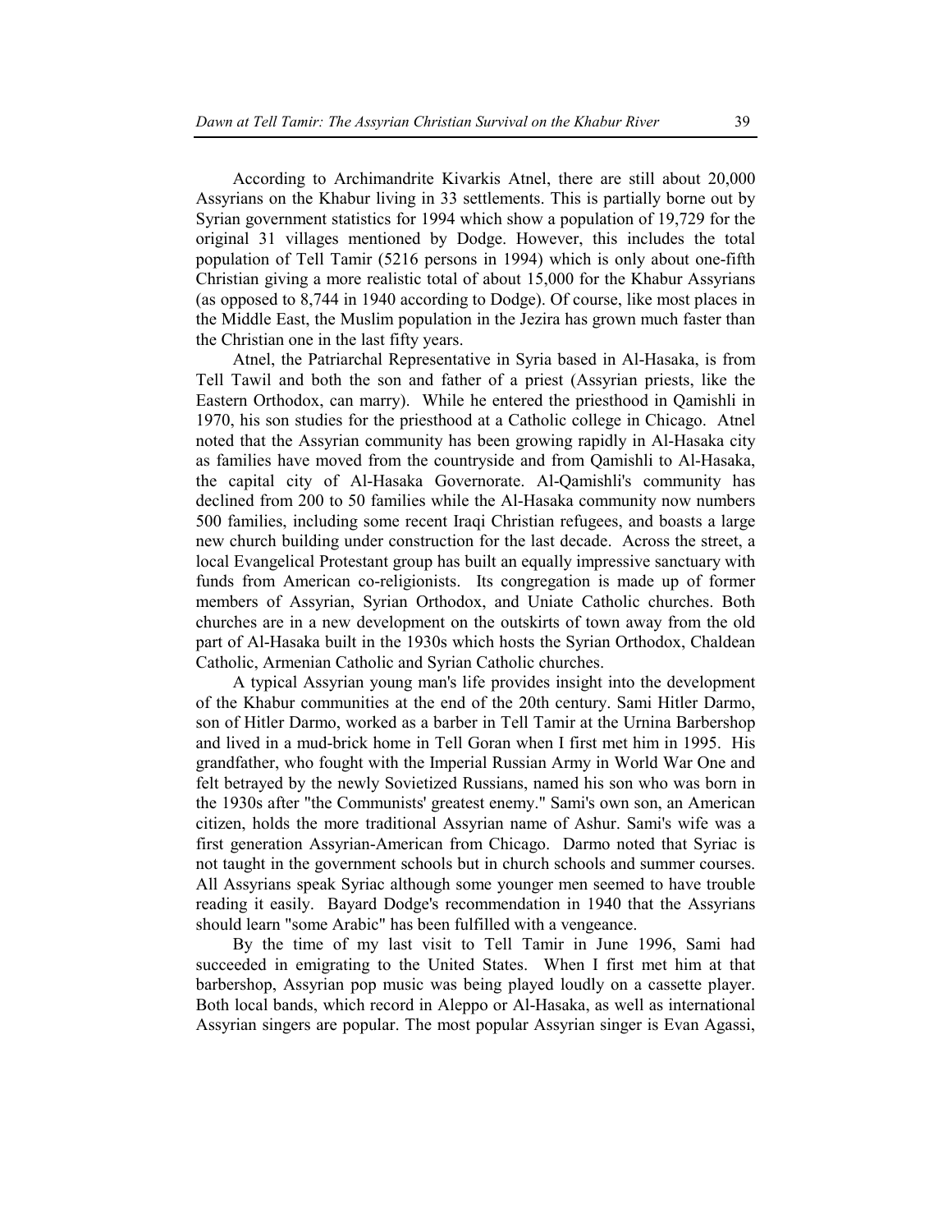According to Archimandrite Kivarkis Atnel, there are still about 20,000 Assyrians on the Khabur living in 33 settlements. This is partially borne out by Syrian government statistics for 1994 which show a population of 19,729 for the original 31 villages mentioned by Dodge. However, this includes the total population of Tell Tamir (5216 persons in 1994) which is only about one-fifth Christian giving a more realistic total of about 15,000 for the Khabur Assyrians (as opposed to 8,744 in 1940 according to Dodge). Of course, like most places in the Middle East, the Muslim population in the Jezira has grown much faster than the Christian one in the last fifty years.

Atnel, the Patriarchal Representative in Syria based in Al-Hasaka, is from Tell Tawil and both the son and father of a priest (Assyrian priests, like the Eastern Orthodox, can marry). While he entered the priesthood in Qamishli in 1970, his son studies for the priesthood at a Catholic college in Chicago. Atnel noted that the Assyrian community has been growing rapidly in Al-Hasaka city as families have moved from the countryside and from Qamishli to Al-Hasaka, the capital city of Al-Hasaka Governorate. Al-Qamishli's community has declined from 200 to 50 families while the Al-Hasaka community now numbers 500 families, including some recent Iraqi Christian refugees, and boasts a large new church building under construction for the last decade. Across the street, a local Evangelical Protestant group has built an equally impressive sanctuary with funds from American co-religionists. Its congregation is made up of former members of Assyrian, Syrian Orthodox, and Uniate Catholic churches. Both churches are in a new development on the outskirts of town away from the old part of Al-Hasaka built in the 1930s which hosts the Syrian Orthodox, Chaldean Catholic, Armenian Catholic and Syrian Catholic churches.

A typical Assyrian young man's life provides insight into the development of the Khabur communities at the end of the 20th century. Sami Hitler Darmo, son of Hitler Darmo, worked as a barber in Tell Tamir at the Urnina Barbershop and lived in a mud-brick home in Tell Goran when I first met him in 1995. His grandfather, who fought with the Imperial Russian Army in World War One and felt betrayed by the newly Sovietized Russians, named his son who was born in the 1930s after "the Communists' greatest enemy." Sami's own son, an American citizen, holds the more traditional Assyrian name of Ashur. Sami's wife was a first generation Assyrian-American from Chicago. Darmo noted that Syriac is not taught in the government schools but in church schools and summer courses. All Assyrians speak Syriac although some younger men seemed to have trouble reading it easily. Bayard Dodge's recommendation in 1940 that the Assyrians should learn "some Arabic" has been fulfilled with a vengeance.

By the time of my last visit to Tell Tamir in June 1996, Sami had succeeded in emigrating to the United States. When I first met him at that barbershop, Assyrian pop music was being played loudly on a cassette player. Both local bands, which record in Aleppo or Al-Hasaka, as well as international Assyrian singers are popular. The most popular Assyrian singer is Evan Agassi,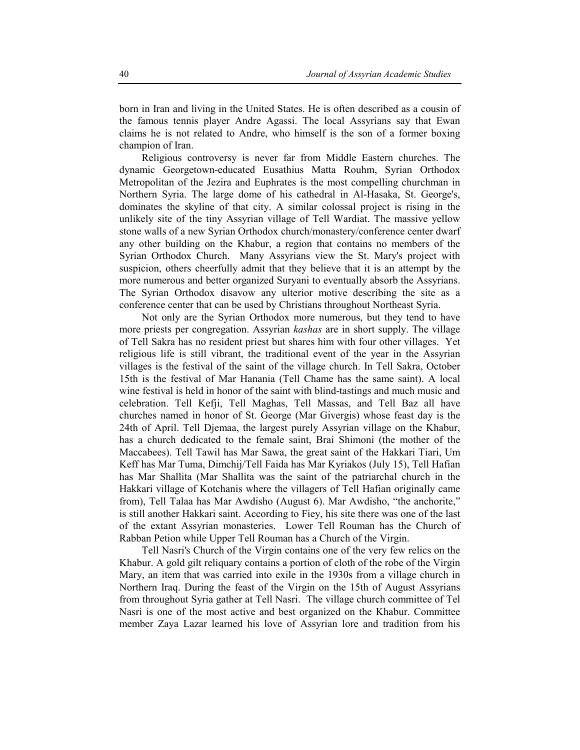born in Iran and living in the United States. He is often described as a cousin of the famous tennis player Andre Agassi. The local Assyrians say that Ewan claims he is not related to Andre, who himself is the son of a former boxing champion of Iran.

Religious controversy is never far from Middle Eastern churches. The dynamic Georgetown-educated Eusathius Matta Rouhm, Syrian Orthodox Metropolitan of the Jezira and Euphrates is the most compelling churchman in Northern Syria. The large dome of his cathedral in Al-Hasaka, St. George's, dominates the skyline of that city. A similar colossal project is rising in the unlikely site of the tiny Assyrian village of Tell Wardiat. The massive yellow stone walls of a new Syrian Orthodox church/monastery/conference center dwarf any other building on the Khabur, a region that contains no members of the Syrian Orthodox Church. Many Assyrians view the St. Mary's project with suspicion, others cheerfully admit that they believe that it is an attempt by the more numerous and better organized Suryani to eventually absorb the Assyrians. The Syrian Orthodox disavow any ulterior motive describing the site as a conference center that can be used by Christians throughout Northeast Syria.

Not only are the Syrian Orthodox more numerous, but they tend to have more priests per congregation. Assyrian *kashas* are in short supply. The village of Tell Sakra has no resident priest but shares him with four other villages. Yet religious life is still vibrant, the traditional event of the year in the Assyrian villages is the festival of the saint of the village church. In Tell Sakra, October 15th is the festival of Mar Hanania (Tell Chame has the same saint). A local wine festival is held in honor of the saint with blind-tastings and much music and celebration. Tell Kefji, Tell Maghas, Tell Massas, and Tell Baz all have churches named in honor of St. George (Mar Givergis) whose feast day is the 24th of April. Tell Djemaa, the largest purely Assyrian village on the Khabur, has a church dedicated to the female saint, Brai Shimoni (the mother of the Maccabees). Tell Tawil has Mar Sawa, the great saint of the Hakkari Tiari, Um Keff has Mar Tuma, Dimchij/Tell Faida has Mar Kyriakos (July 15), Tell Hafian has Mar Shallita (Mar Shallita was the saint of the patriarchal church in the Hakkari village of Kotchanis where the villagers of Tell Hafian originally came from), Tell Talaa has Mar Awdisho (August 6). Mar Awdisho, "the anchorite," is still another Hakkari saint. According to Fiey, his site there was one of the last of the extant Assyrian monasteries. Lower Tell Rouman has the Church of Rabban Petion while Upper Tell Rouman has a Church of the Virgin.

Tell Nasri's Church of the Virgin contains one of the very few relics on the Khabur. A gold gilt reliquary contains a portion of cloth of the robe of the Virgin Mary, an item that was carried into exile in the 1930s from a village church in Northern Iraq. During the feast of the Virgin on the 15th of August Assyrians from throughout Syria gather at Tell Nasri. The village church committee of Tel Nasri is one of the most active and best organized on the Khabur. Committee member Zaya Lazar learned his love of Assyrian lore and tradition from his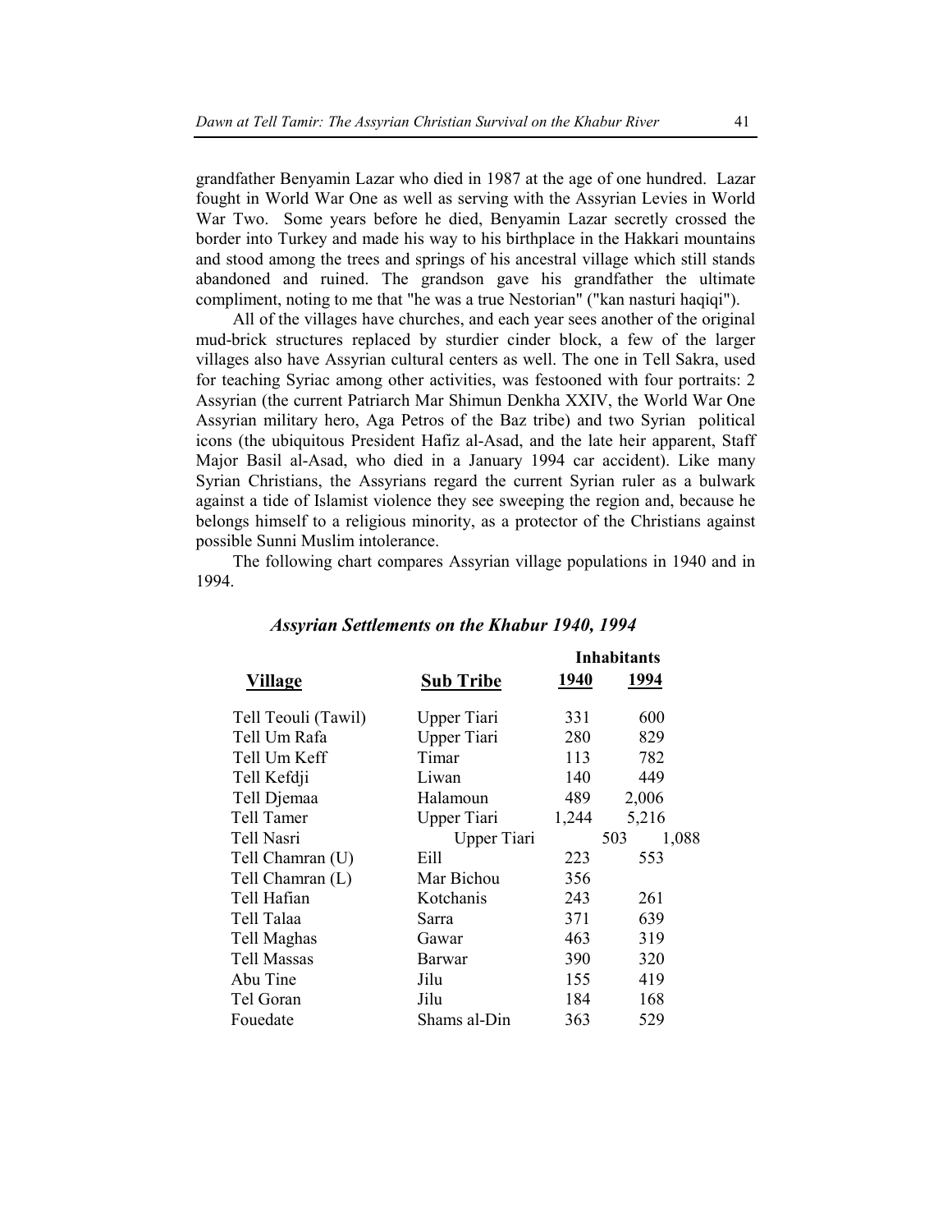grandfather Benyamin Lazar who died in 1987 at the age of one hundred. Lazar fought in World War One as well as serving with the Assyrian Levies in World War Two. Some years before he died, Benyamin Lazar secretly crossed the border into Turkey and made his way to his birthplace in the Hakkari mountains and stood among the trees and springs of his ancestral village which still stands abandoned and ruined. The grandson gave his grandfather the ultimate compliment, noting to me that "he was a true Nestorian" ("kan nasturi haqiqi").

All of the villages have churches, and each year sees another of the original mud-brick structures replaced by sturdier cinder block, a few of the larger villages also have Assyrian cultural centers as well. The one in Tell Sakra, used for teaching Syriac among other activities, was festooned with four portraits: 2 Assyrian (the current Patriarch Mar Shimun Denkha XXIV, the World War One Assyrian military hero, Aga Petros of the Baz tribe) and two Syrian political icons (the ubiquitous President Hafiz al-Asad, and the late heir apparent, Staff Major Basil al-Asad, who died in a January 1994 car accident). Like many Syrian Christians, the Assyrians regard the current Syrian ruler as a bulwark against a tide of Islamist violence they see sweeping the region and, because he belongs himself to a religious minority, as a protector of the Christians against possible Sunni Muslim intolerance.

The following chart compares Assyrian village populations in 1940 and in 1994.

***Assyrian Settlements on the Khabur 1940, 1994***

| | | **Inhabitants** | |
|---|---|---|---|
| **Village** | **Sub Tribe** | **1940** | **1994** |
| Tell Teouli (Tawil) | Upper Tiari | 331 | 600 |
| Tell Um Rafa | Upper Tiari | 280 | 829 |
| Tell Um Keff | Timar | 113 | 782 |
| Tell Kefdji | Liwan | 140 | 449 |
| Tell Djemaa | Halamoun | 489 | 2,006 |
| Tell Tamer | Upper Tiari | 1,244 | 5,216 |
| Tell Nasri | Upper Tiari | 503 | 1,088 |
| Tell Chamran (U) | Eill | 223 | 553 |
| Tell Chamran (L) | Mar Bichou | 356 | |
| Tell Hafian | Kotchanis | 243 | 261 |
| Tell Talaa | Sarra | 371 | 639 |
| Tell Maghas | Gawar | 463 | 319 |
| Tell Massas | Barwar | 390 | 320 |
| Abu Tine | Jilu | 155 | 419 |
| Tel Goran | Jilu | 184 | 168 |
| Fouedate | Shams al-Din | 363 | 529 |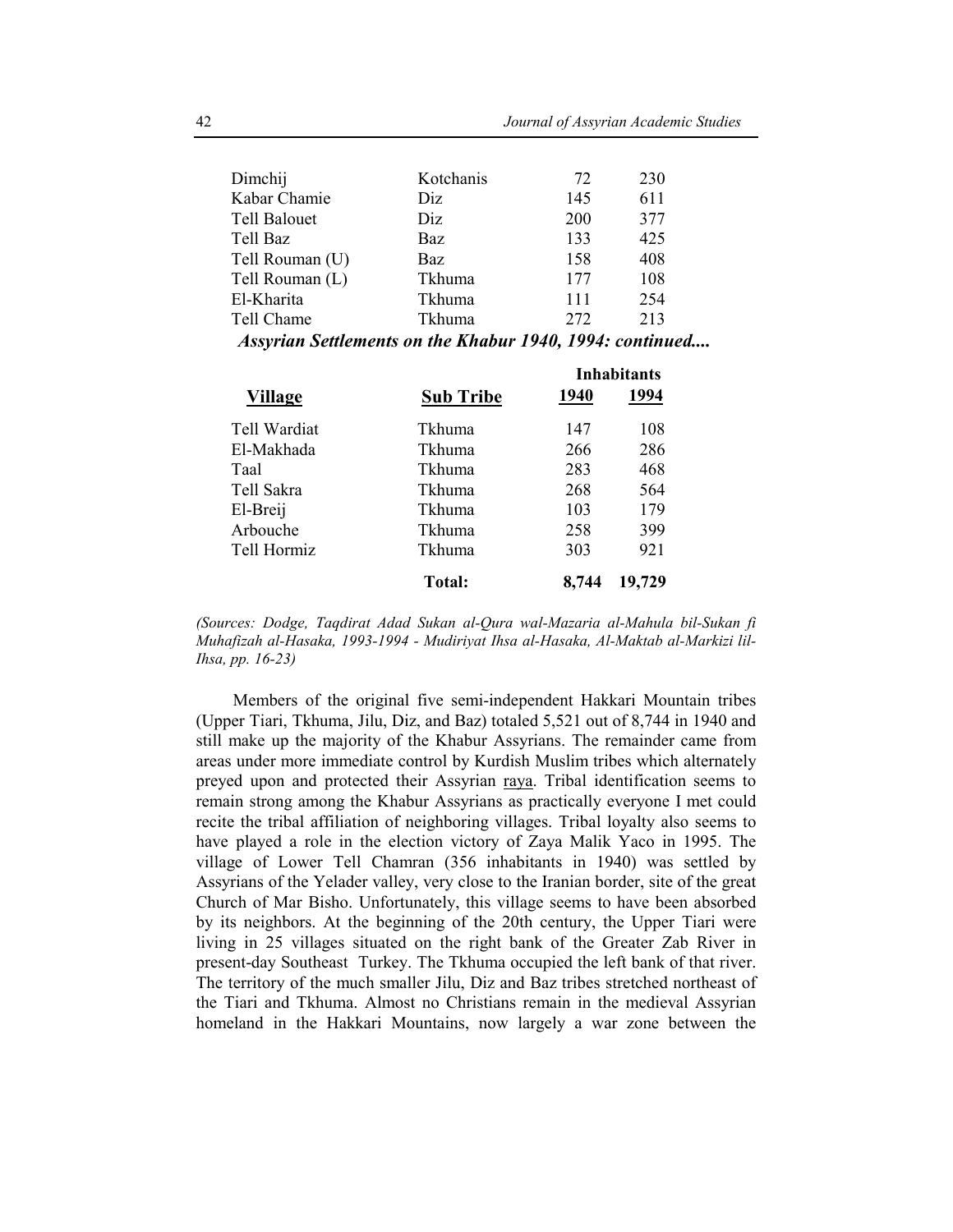| Village | Sub Tribe | 1940 | 1994 |
|---|---|---|---|
| Dimchij | Kotchanis | 72 | 230 |
| Kabar Chamie | Diz | 145 | 611 |
| Tell Balouet | Diz | 200 | 377 |
| Tell Baz | Baz | 133 | 425 |
| Tell Rouman (U) | Baz | 158 | 408 |
| Tell Rouman (L) | Tkhuma | 177 | 108 |
| El-Kharita | Tkhuma | 111 | 254 |
| Tell Chame | Tkhuma | 272 | 213 |

***Assyrian Settlements on the Khabur 1940, 1994: continued....***

| | | Inhabitants | |
|---|---|---|---|
| **Village** | **Sub Tribe** | **1940** | **1994** |
| Tell Wardiat | Tkhuma | 147 | 108 |
| El-Makhada | Tkhuma | 266 | 286 |
| Taal | Tkhuma | 283 | 468 |
| Tell Sakra | Tkhuma | 268 | 564 |
| El-Breij | Tkhuma | 103 | 179 |
| Arbouche | Tkhuma | 258 | 399 |
| Tell Hormiz | Tkhuma | 303 | 921 |
| | **Total:** | **8,744** | **19,729** |

*(Sources: Dodge, Taqdirat Adad Sukan al-Qura wal-Mazaria al-Mahula bil-Sukan fi Muhafizah al-Hasaka, 1993-1994 - Mudiriyat Ihsa al-Hasaka, Al-Maktab al-Markizi lil-Ihsa, pp. 16-23)*

Members of the original five semi-independent Hakkari Mountain tribes (Upper Tiari, Tkhuma, Jilu, Diz, and Baz) totaled 5,521 out of 8,744 in 1940 and still make up the majority of the Khabur Assyrians. The remainder came from areas under more immediate control by Kurdish Muslim tribes which alternately preyed upon and protected their Assyrian raya. Tribal identification seems to remain strong among the Khabur Assyrians as practically everyone I met could recite the tribal affiliation of neighboring villages. Tribal loyalty also seems to have played a role in the election victory of Zaya Malik Yaco in 1995. The village of Lower Tell Chamran (356 inhabitants in 1940) was settled by Assyrians of the Yelader valley, very close to the Iranian border, site of the great Church of Mar Bisho. Unfortunately, this village seems to have been absorbed by its neighbors. At the beginning of the 20th century, the Upper Tiari were living in 25 villages situated on the right bank of the Greater Zab River in present-day Southeast Turkey. The Tkhuma occupied the left bank of that river. The territory of the much smaller Jilu, Diz and Baz tribes stretched northeast of the Tiari and Tkhuma. Almost no Christians remain in the medieval Assyrian homeland in the Hakkari Mountains, now largely a war zone between the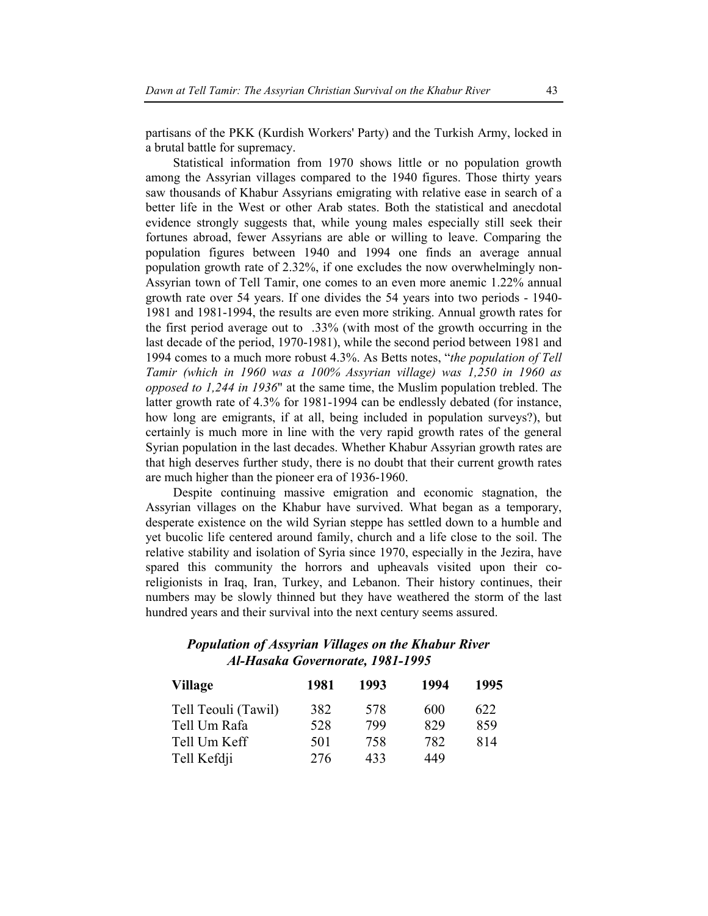partisans of the PKK (Kurdish Workers' Party) and the Turkish Army, locked in a brutal battle for supremacy.

Statistical information from 1970 shows little or no population growth among the Assyrian villages compared to the 1940 figures. Those thirty years saw thousands of Khabur Assyrians emigrating with relative ease in search of a better life in the West or other Arab states. Both the statistical and anecdotal evidence strongly suggests that, while young males especially still seek their fortunes abroad, fewer Assyrians are able or willing to leave. Comparing the population figures between 1940 and 1994 one finds an average annual population growth rate of 2.32%, if one excludes the now overwhelmingly non-Assyrian town of Tell Tamir, one comes to an even more anemic 1.22% annual growth rate over 54 years. If one divides the 54 years into two periods - 1940-1981 and 1981-1994, the results are even more striking. Annual growth rates for the first period average out to .33% (with most of the growth occurring in the last decade of the period, 1970-1981), while the second period between 1981 and 1994 comes to a much more robust 4.3%. As Betts notes, "*the population of Tell Tamir (which in 1960 was a 100% Assyrian village) was 1,250 in 1960 as opposed to 1,244 in 1936*" at the same time, the Muslim population trebled. The latter growth rate of 4.3% for 1981-1994 can be endlessly debated (for instance, how long are emigrants, if at all, being included in population surveys?), but certainly is much more in line with the very rapid growth rates of the general Syrian population in the last decades. Whether Khabur Assyrian growth rates are that high deserves further study, there is no doubt that their current growth rates are much higher than the pioneer era of 1936-1960.

Despite continuing massive emigration and economic stagnation, the Assyrian villages on the Khabur have survived. What began as a temporary, desperate existence on the wild Syrian steppe has settled down to a humble and yet bucolic life centered around family, church and a life close to the soil. The relative stability and isolation of Syria since 1970, especially in the Jezira, have spared this community the horrors and upheavals visited upon their co-religionists in Iraq, Iran, Turkey, and Lebanon. Their history continues, their numbers may be slowly thinned but they have weathered the storm of the last hundred years and their survival into the next century seems assured.

***Population of Assyrian Villages on the Khabur River***
***Al-Hasaka Governorate, 1981-1995***

| Village | 1981 | 1993 | 1994 | 1995 |
|---|---|---|---|---|
| Tell Teouli (Tawil) | 382 | 578 | 600 | 622 |
| Tell Um Rafa | 528 | 799 | 829 | 859 |
| Tell Um Keff | 501 | 758 | 782 | 814 |
| Tell Kefdji | 276 | 433 | 449 | |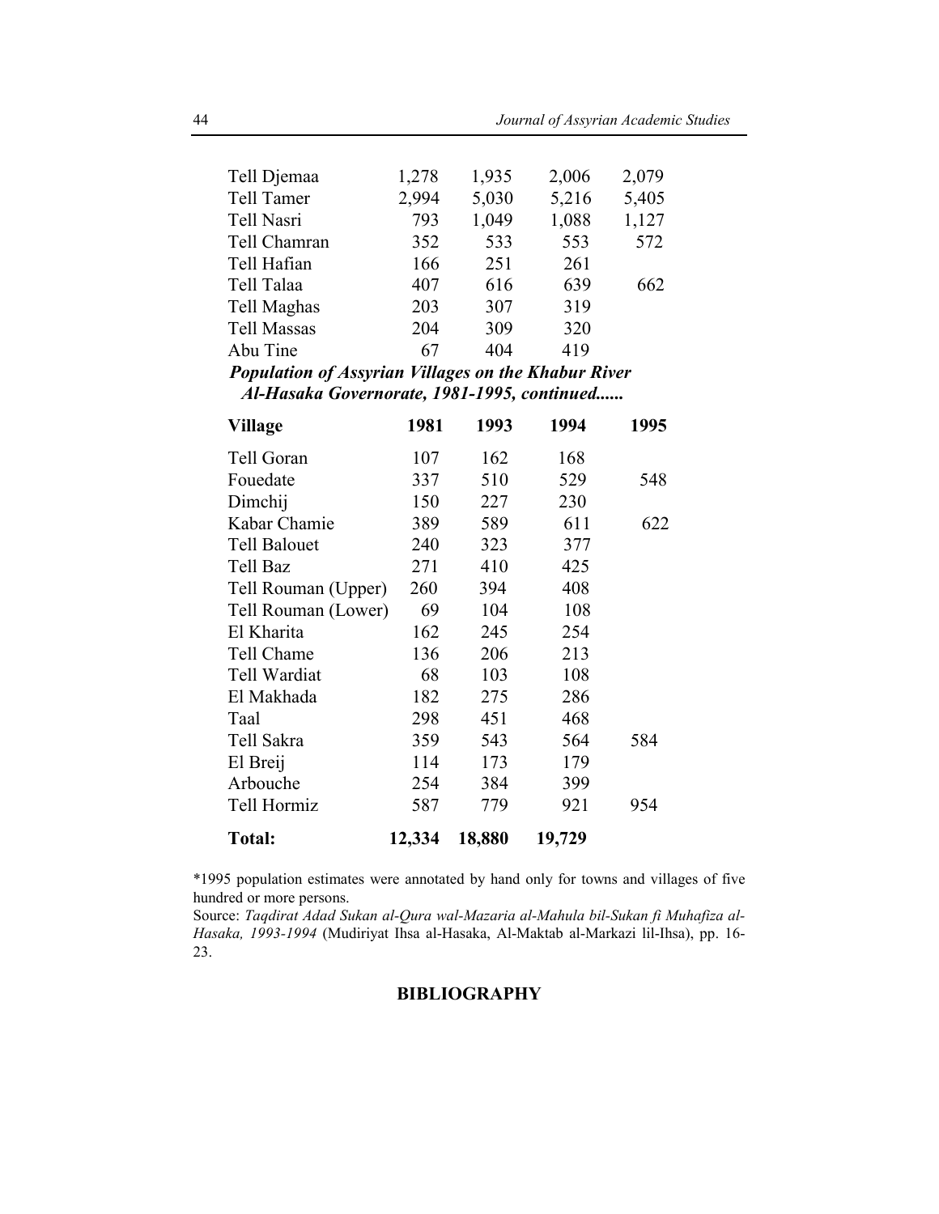| | | | | |
|---|---|---|---|---|
| Tell Djemaa | 1,278 | 1,935 | 2,006 | 2,079 |
| Tell Tamer | 2,994 | 5,030 | 5,216 | 5,405 |
| Tell Nasri | 793 | 1,049 | 1,088 | 1,127 |
| Tell Chamran | 352 | 533 | 553 | 572 |
| Tell Hafian | 166 | 251 | 261 | |
| Tell Talaa | 407 | 616 | 639 | 662 |
| Tell Maghas | 203 | 307 | 319 | |
| Tell Massas | 204 | 309 | 320 | |
| Abu Tine | 67 | 404 | 419 | |

***Population of Assyrian Villages on the Khabur River Al-Hasaka Governorate, 1981-1995, continued......***

| Village | 1981 | 1993 | 1994 | 1995 |
|---|---|---|---|---|
| Tell Goran | 107 | 162 | 168 | |
| Fouedate | 337 | 510 | 529 | 548 |
| Dimchij | 150 | 227 | 230 | |
| Kabar Chamie | 389 | 589 | 611 | 622 |
| Tell Balouet | 240 | 323 | 377 | |
| Tell Baz | 271 | 410 | 425 | |
| Tell Rouman (Upper) | 260 | 394 | 408 | |
| Tell Rouman (Lower) | 69 | 104 | 108 | |
| El Kharita | 162 | 245 | 254 | |
| Tell Chame | 136 | 206 | 213 | |
| Tell Wardiat | 68 | 103 | 108 | |
| El Makhada | 182 | 275 | 286 | |
| Taal | 298 | 451 | 468 | |
| Tell Sakra | 359 | 543 | 564 | 584 |
| El Breij | 114 | 173 | 179 | |
| Arbouche | 254 | 384 | 399 | |
| Tell Hormiz | 587 | 779 | 921 | 954 |
| **Total:** | **12,334** | **18,880** | **19,729** | |

*1995 population estimates were annotated by hand only for towns and villages of five hundred or more persons.

Source: *Taqdirat Adad Sukan al-Qura wal-Mazaria al-Mahula bil-Sukan fi Muhafiza al-Hasaka, 1993-1994* (Mudiriyat Ihsa al-Hasaka, Al-Maktab al-Markazi lil-Ihsa), pp. 16-23.

## BIBLIOGRAPHY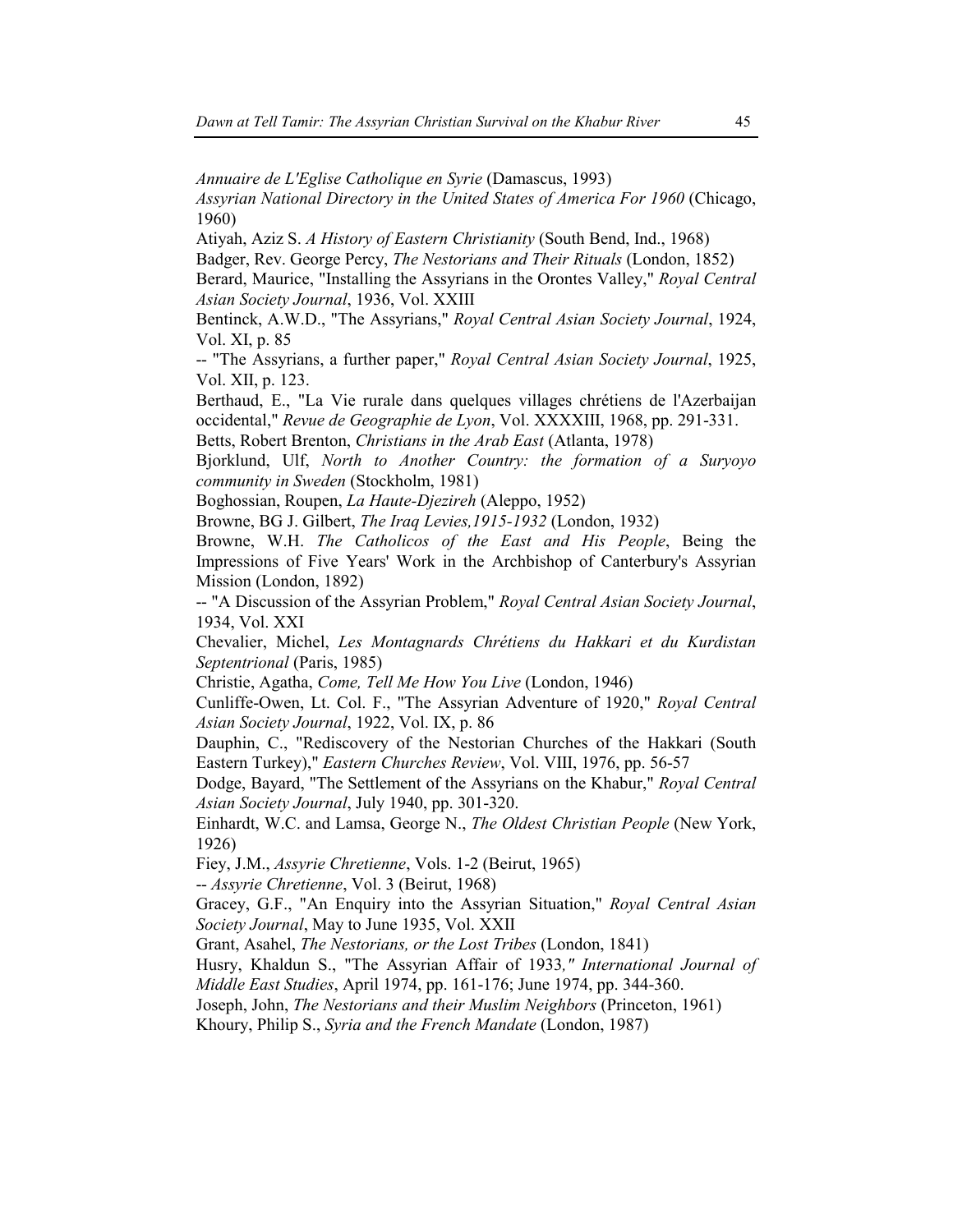*Annuaire de L'Eglise Catholique en Syrie* (Damascus, 1993)

*Assyrian National Directory in the United States of America For 1960* (Chicago, 1960)

Atiyah, Aziz S. *A History of Eastern Christianity* (South Bend, Ind., 1968)

Badger, Rev. George Percy, *The Nestorians and Their Rituals* (London, 1852)

Berard, Maurice, "Installing the Assyrians in the Orontes Valley," *Royal Central Asian Society Journal*, 1936, Vol. XXIII

Bentinck, A.W.D., "The Assyrians," *Royal Central Asian Society Journal*, 1924, Vol. XI, p. 85

-- "The Assyrians, a further paper," *Royal Central Asian Society Journal*, 1925, Vol. XII, p. 123.

Berthaud, E., "La Vie rurale dans quelques villages chrétiens de l'Azerbaijan occidental," *Revue de Geographie de Lyon*, Vol. XXXXIII, 1968, pp. 291-331.

Betts, Robert Brenton, *Christians in the Arab East* (Atlanta, 1978)

Bjorklund, Ulf, *North to Another Country: the formation of a Suryoyo community in Sweden* (Stockholm, 1981)

Boghossian, Roupen, *La Haute-Djezireh* (Aleppo, 1952)

Browne, BG J. Gilbert, *The Iraq Levies,1915-1932* (London, 1932)

Browne, W.H. *The Catholicos of the East and His People*, Being the Impressions of Five Years' Work in the Archbishop of Canterbury's Assyrian Mission (London, 1892)

-- "A Discussion of the Assyrian Problem," *Royal Central Asian Society Journal*, 1934, Vol. XXI

Chevalier, Michel, *Les Montagnards Chrétiens du Hakkari et du Kurdistan Septentrional* (Paris, 1985)

Christie, Agatha, *Come, Tell Me How You Live* (London, 1946)

Cunliffe-Owen, Lt. Col. F., "The Assyrian Adventure of 1920," *Royal Central Asian Society Journal*, 1922, Vol. IX, p. 86

Dauphin, C., "Rediscovery of the Nestorian Churches of the Hakkari (South Eastern Turkey)," *Eastern Churches Review*, Vol. VIII, 1976, pp. 56-57

Dodge, Bayard, "The Settlement of the Assyrians on the Khabur," *Royal Central Asian Society Journal*, July 1940, pp. 301-320.

Einhardt, W.C. and Lamsa, George N., *The Oldest Christian People* (New York, 1926)

Fiey, J.M., *Assyrie Chretienne*, Vols. 1-2 (Beirut, 1965)

-- *Assyrie Chretienne*, Vol. 3 (Beirut, 1968)

Gracey, G.F., "An Enquiry into the Assyrian Situation," *Royal Central Asian Society Journal*, May to June 1935, Vol. XXII

Grant, Asahel, *The Nestorians, or the Lost Tribes* (London, 1841)

Husry, Khaldun S., "The Assyrian Affair of 1933," *International Journal of Middle East Studies*, April 1974, pp. 161-176; June 1974, pp. 344-360.

Joseph, John, *The Nestorians and their Muslim Neighbors* (Princeton, 1961)

Khoury, Philip S., *Syria and the French Mandate* (London, 1987)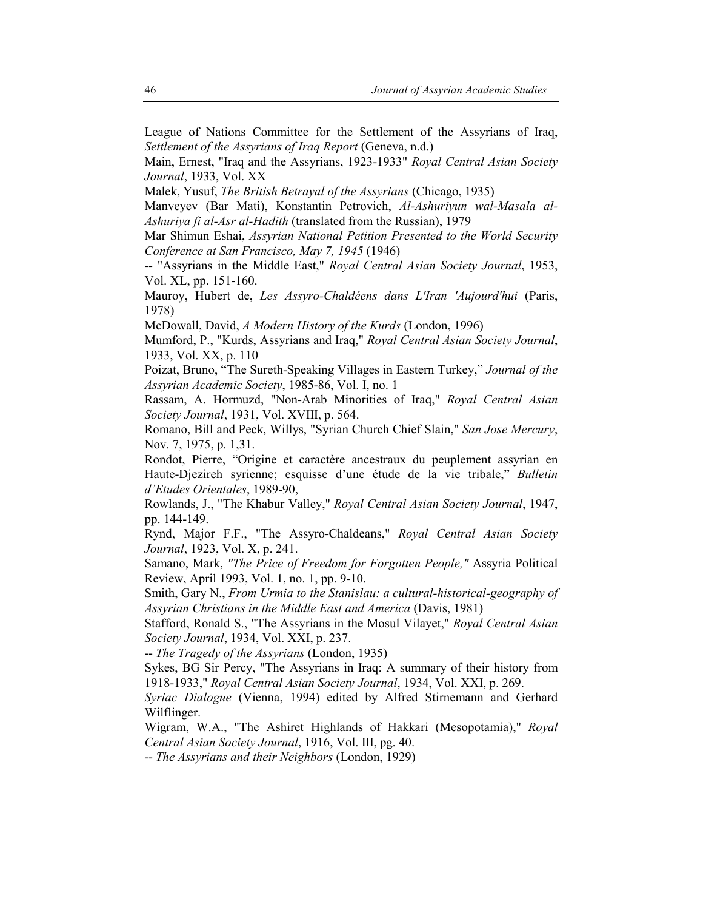League of Nations Committee for the Settlement of the Assyrians of Iraq, *Settlement of the Assyrians of Iraq Report* (Geneva, n.d.)

Main, Ernest, "Iraq and the Assyrians, 1923-1933" *Royal Central Asian Society Journal*, 1933, Vol. XX

Malek, Yusuf, *The British Betrayal of the Assyrians* (Chicago, 1935)

Manveyev (Bar Mati), Konstantin Petrovich, *Al-Ashuriyun wal-Masala al-Ashuriya fi al-Asr al-Hadith* (translated from the Russian), 1979

Mar Shimun Eshai, *Assyrian National Petition Presented to the World Security Conference at San Francisco, May 7, 1945* (1946)

-- "Assyrians in the Middle East," *Royal Central Asian Society Journal*, 1953, Vol. XL, pp. 151-160.

Mauroy, Hubert de, *Les Assyro-Chaldéens dans L'Iran 'Aujourd'hui* (Paris, 1978)

McDowall, David, *A Modern History of the Kurds* (London, 1996)

Mumford, P., "Kurds, Assyrians and Iraq," *Royal Central Asian Society Journal*, 1933, Vol. XX, p. 110

Poizat, Bruno, "The Sureth-Speaking Villages in Eastern Turkey," *Journal of the Assyrian Academic Society*, 1985-86, Vol. I, no. 1

Rassam, A. Hormuzd, "Non-Arab Minorities of Iraq," *Royal Central Asian Society Journal*, 1931, Vol. XVIII, p. 564.

Romano, Bill and Peck, Willys, "Syrian Church Chief Slain," *San Jose Mercury*, Nov. 7, 1975, p. 1,31.

Rondot, Pierre, "Origine et caractère ancestraux du peuplement assyrian en Haute-Djezireh syrienne; esquisse d'une étude de la vie tribale," *Bulletin d'Etudes Orientales*, 1989-90,

Rowlands, J., "The Khabur Valley," *Royal Central Asian Society Journal*, 1947, pp. 144-149.

Rynd, Major F.F., "The Assyro-Chaldeans," *Royal Central Asian Society Journal*, 1923, Vol. X, p. 241.

Samano, Mark, *"The Price of Freedom for Forgotten People,"* Assyria Political Review, April 1993, Vol. 1, no. 1, pp. 9-10.

Smith, Gary N., *From Urmia to the Stanislau: a cultural-historical-geography of Assyrian Christians in the Middle East and America* (Davis, 1981)

Stafford, Ronald S., "The Assyrians in the Mosul Vilayet," *Royal Central Asian Society Journal*, 1934, Vol. XXI, p. 237.

-- *The Tragedy of the Assyrians* (London, 1935)

Sykes, BG Sir Percy, "The Assyrians in Iraq: A summary of their history from 1918-1933," *Royal Central Asian Society Journal*, 1934, Vol. XXI, p. 269.

*Syriac Dialogue* (Vienna, 1994) edited by Alfred Stirnemann and Gerhard Wilflinger.

Wigram, W.A., "The Ashiret Highlands of Hakkari (Mesopotamia)," *Royal Central Asian Society Journal*, 1916, Vol. III, pg. 40.

-- *The Assyrians and their Neighbors* (London, 1929)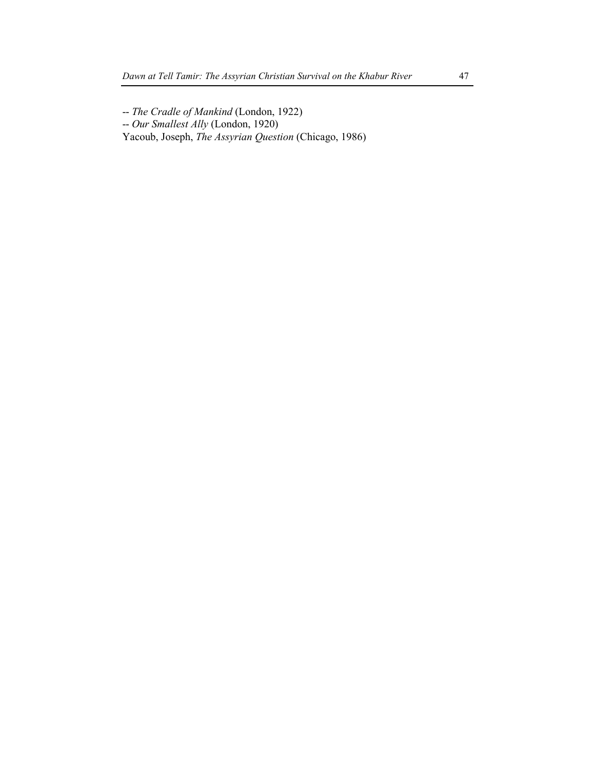-- *The Cradle of Mankind* (London, 1922)
-- *Our Smallest Ally* (London, 1920)
Yacoub, Joseph, *The Assyrian Question* (Chicago, 1986)